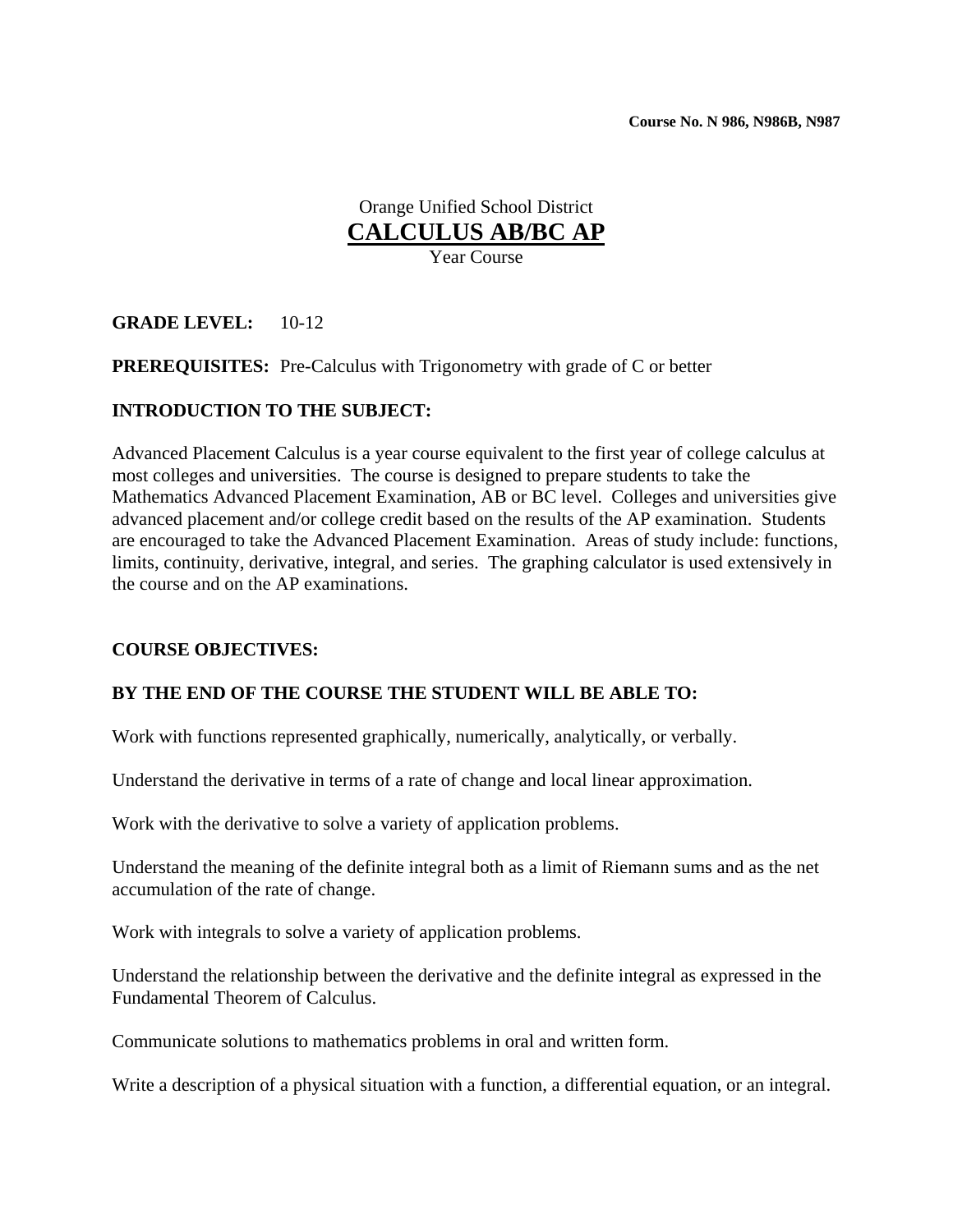**Course No. N 986, N986B, N987**

Orange Unified School District

# CALCULUS AB/BC AP

Year Course

**GRADE LEVEL:** 10-12

**PREREQUISITES:** Pre-Calculus with Trigonometry with grade of C or better

## INTRODUCTION TO THE SUBJECT:

Advanced Placement Calculus is a year course equivalent to the first year of college calculus at most colleges and universities. The course is designed to prepare students to take the Mathematics Advanced Placement Examination, AB or BC level. Colleges and universities give advanced placement and/or college credit based on the results of the AP examination. Students are encouraged to take the Advanced Placement Examination. Areas of study include: functions, limits, continuity, derivative, integral, and series. The graphing calculator is used extensively in the course and on the AP examinations.

## COURSE OBJECTIVES:

**BY THE END OF THE COURSE THE STUDENT WILL BE ABLE TO:**

Work with functions represented graphically, numerically, analytically, or verbally.

Understand the derivative in terms of a rate of change and local linear approximation.

Work with the derivative to solve a variety of application problems.

Understand the meaning of the definite integral both as a limit of Riemann sums and as the net accumulation of the rate of change.

Work with integrals to solve a variety of application problems.

Understand the relationship between the derivative and the definite integral as expressed in the Fundamental Theorem of Calculus.

Communicate solutions to mathematics problems in oral and written form.

Write a description of a physical situation with a function, a differential equation, or an integral.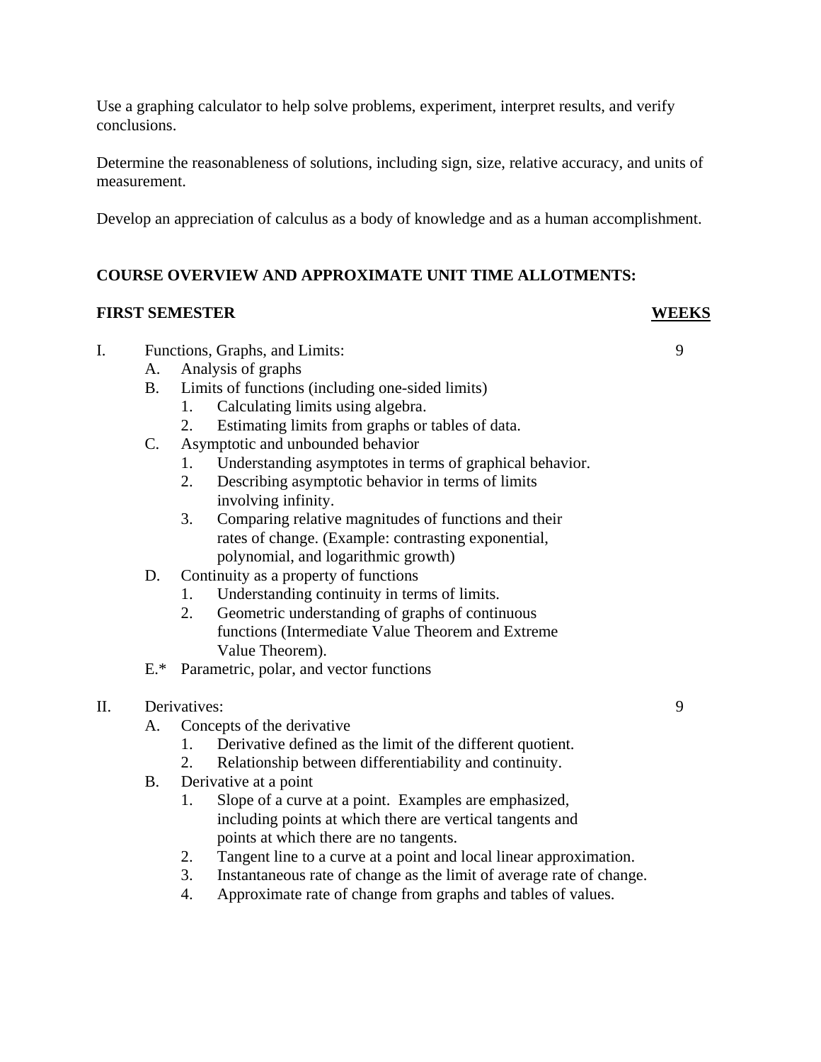Use a graphing calculator to help solve problems, experiment, interpret results, and verify conclusions.

Determine the reasonableness of solutions, including sign, size, relative accuracy, and units of measurement.

Develop an appreciation of calculus as a body of knowledge and as a human accomplishment.

**COURSE OVERVIEW AND APPROXIMATE UNIT TIME ALLOTMENTS:**

| **FIRST SEMESTER** | **WEEKS** |
|---|---|
| I. Functions, Graphs, and Limits: | 9 |
| II. Derivatives: | 9 |

I. Functions, Graphs, and Limits: — 9

- A. Analysis of graphs
- B. Limits of functions (including one-sided limits)
    1. Calculating limits using algebra.
    2. Estimating limits from graphs or tables of data.
- C. Asymptotic and unbounded behavior
    1. Understanding asymptotes in terms of graphical behavior.
    2. Describing asymptotic behavior in terms of limits involving infinity.
    3. Comparing relative magnitudes of functions and their rates of change. (Example: contrasting exponential, polynomial, and logarithmic growth)
- D. Continuity as a property of functions
    1. Understanding continuity in terms of limits.
    2. Geometric understanding of graphs of continuous functions (Intermediate Value Theorem and Extreme Value Theorem).
- E.* Parametric, polar, and vector functions

II. Derivatives: — 9

- A. Concepts of the derivative
    1. Derivative defined as the limit of the different quotient.
    2. Relationship between differentiability and continuity.
- B. Derivative at a point
    1. Slope of a curve at a point. Examples are emphasized, including points at which there are vertical tangents and points at which there are no tangents.
    2. Tangent line to a curve at a point and local linear approximation.
    3. Instantaneous rate of change as the limit of average rate of change.
    4. Approximate rate of change from graphs and tables of values.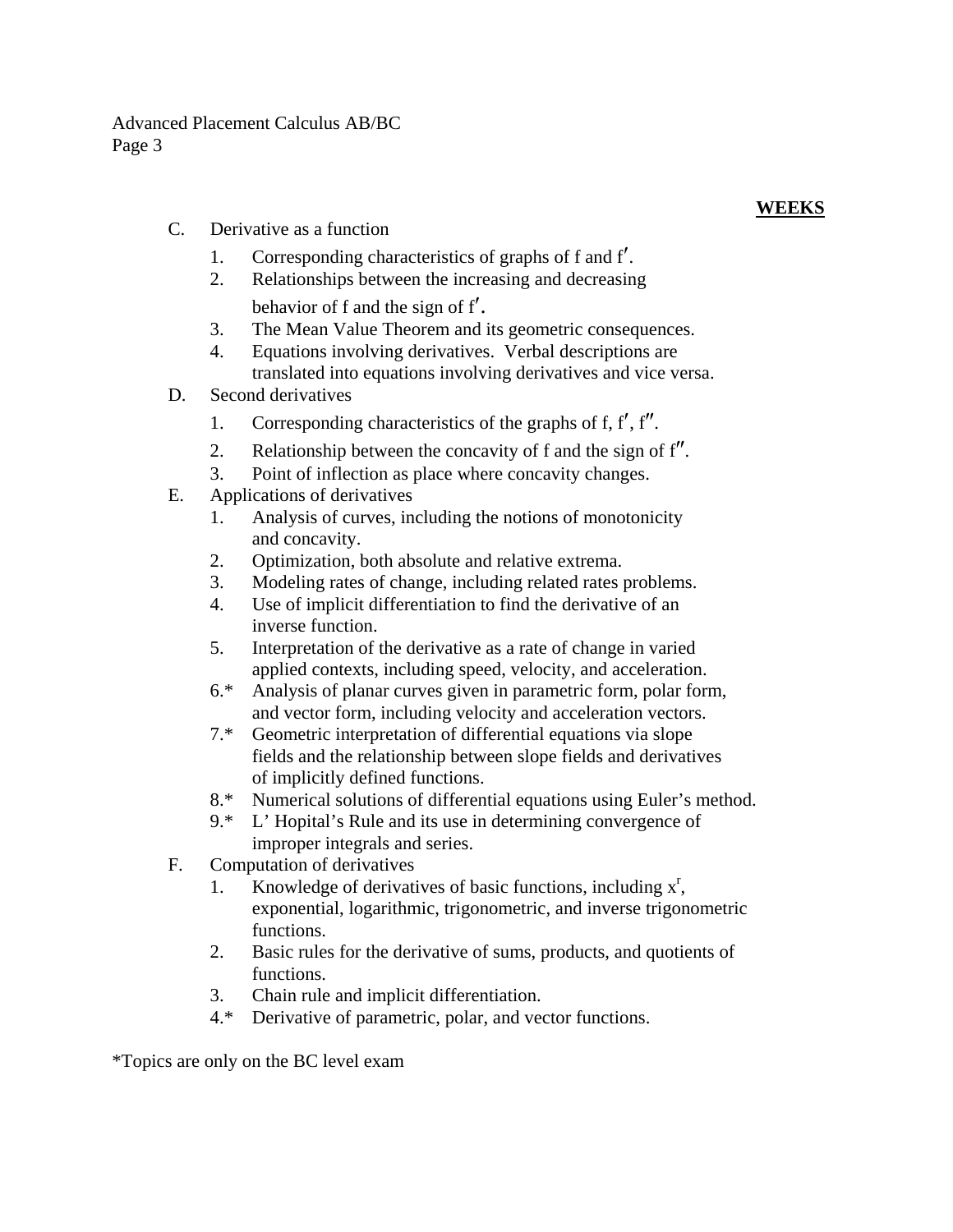**WEEKS**

C. Derivative as a function
  1. Corresponding characteristics of graphs of f and f′.
  2. Relationships between the increasing and decreasing behavior of f and the sign of f′.
  3. The Mean Value Theorem and its geometric consequences.
  4. Equations involving derivatives. Verbal descriptions are translated into equations involving derivatives and vice versa.

D. Second derivatives
  1. Corresponding characteristics of the graphs of f, f′, f″.
  2. Relationship between the concavity of f and the sign of f″.
  3. Point of inflection as place where concavity changes.

E. Applications of derivatives
  1. Analysis of curves, including the notions of monotonicity and concavity.
  2. Optimization, both absolute and relative extrema.
  3. Modeling rates of change, including related rates problems.
  4. Use of implicit differentiation to find the derivative of an inverse function.
  5. Interpretation of the derivative as a rate of change in varied applied contexts, including speed, velocity, and acceleration.
  6.* Analysis of planar curves given in parametric form, polar form, and vector form, including velocity and acceleration vectors.
  7.* Geometric interpretation of differential equations via slope fields and the relationship between slope fields and derivatives of implicitly defined functions.
  8.* Numerical solutions of differential equations using Euler's method.
  9.* L' Hopital's Rule and its use in determining convergence of improper integrals and series.

F. Computation of derivatives
  1. Knowledge of derivatives of basic functions, including $x^r$, exponential, logarithmic, trigonometric, and inverse trigonometric functions.
  2. Basic rules for the derivative of sums, products, and quotients of functions.
  3. Chain rule and implicit differentiation.
  4.* Derivative of parametric, polar, and vector functions.

*Topics are only on the BC level exam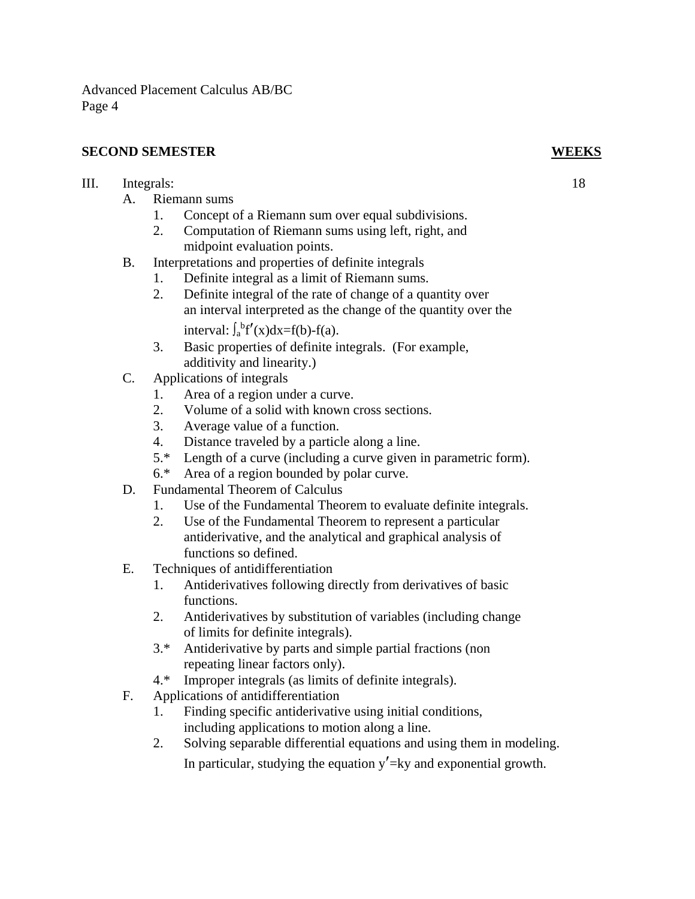**SECOND SEMESTER** **WEEKS**

III. Integrals: 18

A. Riemann sums
   1. Concept of a Riemann sum over equal subdivisions.
   2. Computation of Riemann sums using left, right, and midpoint evaluation points.

B. Interpretations and properties of definite integrals
   1. Definite integral as a limit of Riemann sums.
   2. Definite integral of the rate of change of a quantity over an interval interpreted as the change of the quantity over the interval: $\int_a^b f'(x)dx=f(b)-f(a)$.
   3. Basic properties of definite integrals. (For example, additivity and linearity.)

C. Applications of integrals
   1. Area of a region under a curve.
   2. Volume of a solid with known cross sections.
   3. Average value of a function.
   4. Distance traveled by a particle along a line.
   5.* Length of a curve (including a curve given in parametric form).
   6.* Area of a region bounded by polar curve.

D. Fundamental Theorem of Calculus
   1. Use of the Fundamental Theorem to evaluate definite integrals.
   2. Use of the Fundamental Theorem to represent a particular antiderivative, and the analytical and graphical analysis of functions so defined.

E. Techniques of antidifferentiation
   1. Antiderivatives following directly from derivatives of basic functions.
   2. Antiderivatives by substitution of variables (including change of limits for definite integrals).
   3.* Antiderivative by parts and simple partial fractions (non repeating linear factors only).
   4.* Improper integrals (as limits of definite integrals).

F. Applications of antidifferentiation
   1. Finding specific antiderivative using initial conditions, including applications to motion along a line.
   2. Solving separable differential equations and using them in modeling. In particular, studying the equation $y'=ky$ and exponential growth.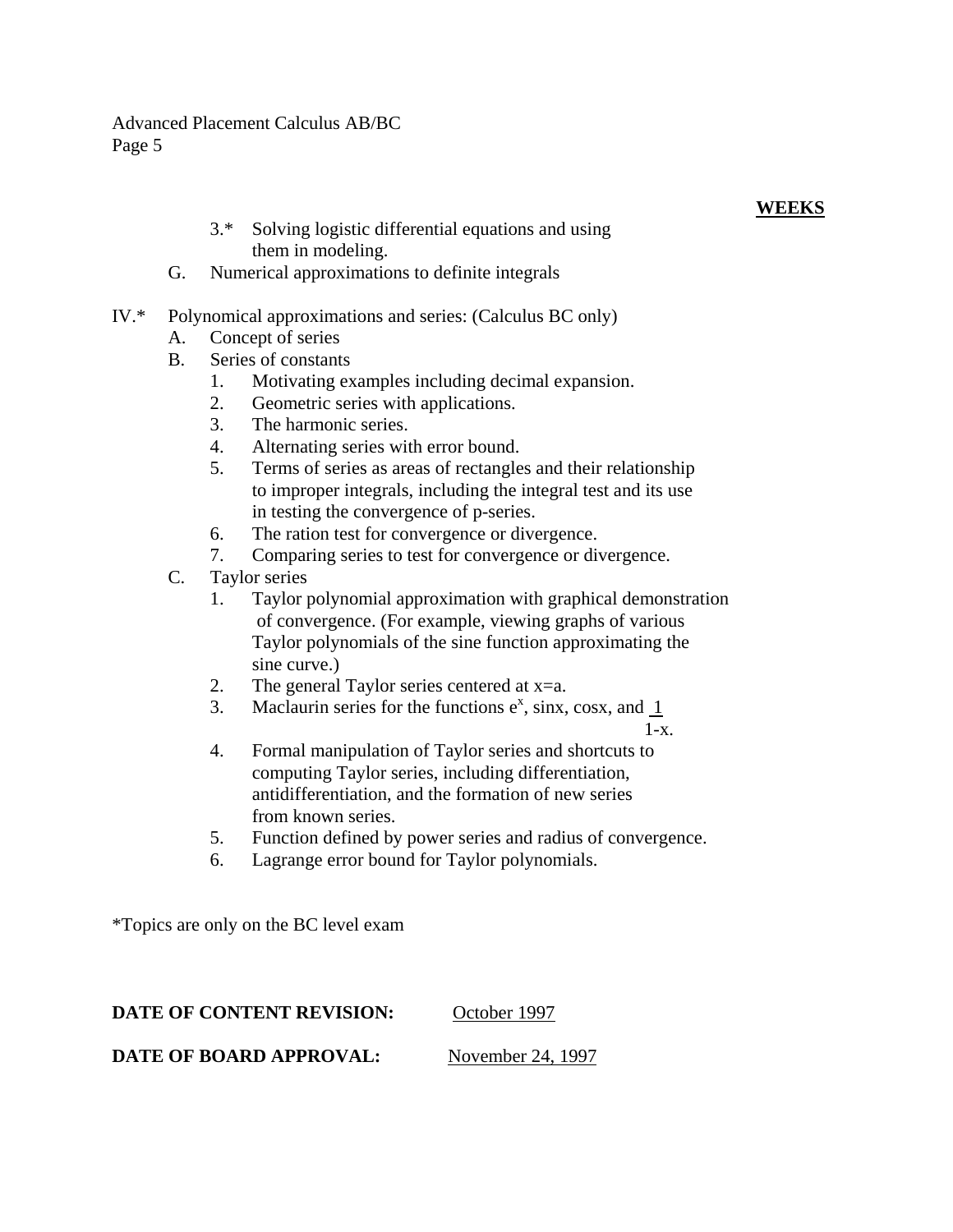**WEEKS**

3.* Solving logistic differential equations and using them in modeling.

G. Numerical approximations to definite integrals

IV.* Polynomical approximations and series: (Calculus BC only)

A. Concept of series
B. Series of constants
   1. Motivating examples including decimal expansion.
   2. Geometric series with applications.
   3. The harmonic series.
   4. Alternating series with error bound.
   5. Terms of series as areas of rectangles and their relationship to improper integrals, including the integral test and its use in testing the convergence of p-series.
   6. The ration test for convergence or divergence.
   7. Comparing series to test for convergence or divergence.
C. Taylor series
   1. Taylor polynomial approximation with graphical demonstration of convergence. (For example, viewing graphs of various Taylor polynomials of the sine function approximating the sine curve.)
   2. The general Taylor series centered at x=a.
   3. Maclaurin series for the functions $e^x$, sinx, cosx, and $\frac{1}{1-x}$.
   4. Formal manipulation of Taylor series and shortcuts to computing Taylor series, including differentiation, antidifferentiation, and the formation of new series from known series.
   5. Function defined by power series and radius of convergence.
   6. Lagrange error bound for Taylor polynomials.

*Topics are only on the BC level exam

**DATE OF CONTENT REVISION:** October 1997

**DATE OF BOARD APPROVAL:** November 24, 1997